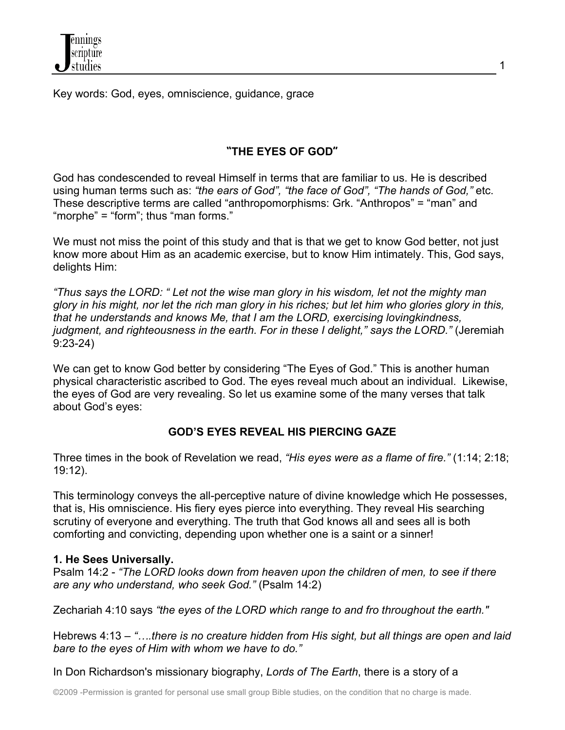Key words: God, eyes, omniscience, guidance, grace

## "THE EYES OF GOD"

God has condescended to reveal Himself in terms that are familiar to us. He is described using human terms such as: *"the ears of God", "the face of God", "The hands of God,"* etc. These descriptive terms are called "anthropomorphisms: Grk. "Anthropos" = "man" and "morphe" = "form"; thus "man forms."

We must not miss the point of this study and that is that we get to know God better, not just know more about Him as an academic exercise, but to know Him intimately. This, God says, delights Him:

*"Thus says the LORD: " Let not the wise man glory in his wisdom, let not the mighty man glory in his might, nor let the rich man glory in his riches; but let him who glories glory in this, that he understands and knows Me, that I am the LORD, exercising lovingkindness, judgment, and righteousness in the earth. For in these I delight," says the LORD."* (Jeremiah 9:23-24)

We can get to know God better by considering "The Eyes of God." This is another human physical characteristic ascribed to God. The eyes reveal much about an individual. Likewise, the eyes of God are very revealing. So let us examine some of the many verses that talk about God's eyes:

### GOD'S EYES REVEAL HIS PIERCING GAZE

Three times in the book of Revelation we read, *"His eyes were as a flame of fire."* (1:14; 2:18; 19:12).

This terminology conveys the all-perceptive nature of divine knowledge which He possesses, that is, His omniscience. His fiery eyes pierce into everything. They reveal His searching scrutiny of everyone and everything. The truth that God knows all and sees all is both comforting and convicting, depending upon whether one is a saint or a sinner!

**1. He Sees Universally.**
Psalm 14:2 - *"The LORD looks down from heaven upon the children of men, to see if there are any who understand, who seek God."* (Psalm 14:2)

Zechariah 4:10 says *"the eyes of the LORD which range to and fro throughout the earth."*

Hebrews 4:13 – *"….there is no creature hidden from His sight, but all things are open and laid bare to the eyes of Him with whom we have to do."*

In Don Richardson's missionary biography, *Lords of The Earth*, there is a story of a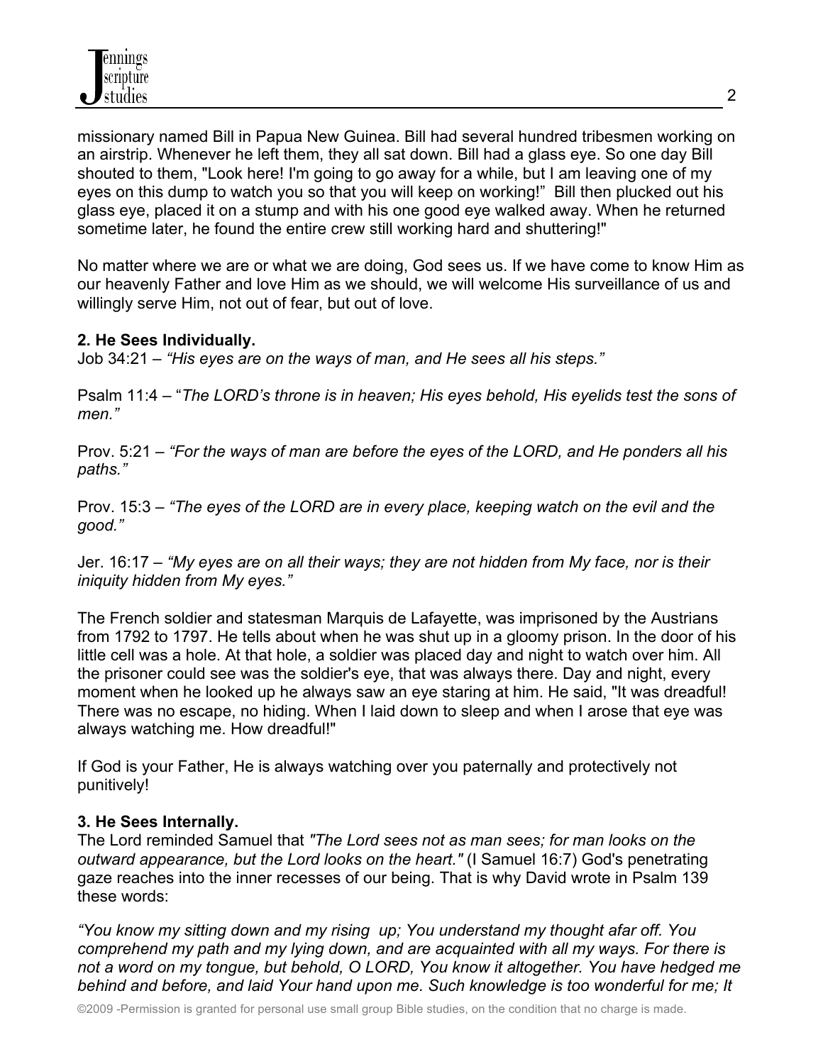missionary named Bill in Papua New Guinea. Bill had several hundred tribesmen working on an airstrip. Whenever he left them, they all sat down. Bill had a glass eye. So one day Bill shouted to them, "Look here! I'm going to go away for a while, but I am leaving one of my eyes on this dump to watch you so that you will keep on working!" Bill then plucked out his glass eye, placed it on a stump and with his one good eye walked away. When he returned sometime later, he found the entire crew still working hard and shuttering!"

No matter where we are or what we are doing, God sees us. If we have come to know Him as our heavenly Father and love Him as we should, we will welcome His surveillance of us and willingly serve Him, not out of fear, but out of love.

**2. He Sees Individually.**

Job 34:21 – *"His eyes are on the ways of man, and He sees all his steps."*

Psalm 11:4 – "*The LORD's throne is in heaven; His eyes behold, His eyelids test the sons of men."*

Prov. 5:21 – *"For the ways of man are before the eyes of the LORD, and He ponders all his paths."*

Prov. 15:3 – *"The eyes of the LORD are in every place, keeping watch on the evil and the good."*

Jer. 16:17 – *"My eyes are on all their ways; they are not hidden from My face, nor is their iniquity hidden from My eyes."*

The French soldier and statesman Marquis de Lafayette, was imprisoned by the Austrians from 1792 to 1797. He tells about when he was shut up in a gloomy prison. In the door of his little cell was a hole. At that hole, a soldier was placed day and night to watch over him. All the prisoner could see was the soldier's eye, that was always there. Day and night, every moment when he looked up he always saw an eye staring at him. He said, "It was dreadful! There was no escape, no hiding. When I laid down to sleep and when I arose that eye was always watching me. How dreadful!"

If God is your Father, He is always watching over you paternally and protectively not punitively!

**3. He Sees Internally.**

The Lord reminded Samuel that *"The Lord sees not as man sees; for man looks on the outward appearance, but the Lord looks on the heart."* (I Samuel 16:7) God's penetrating gaze reaches into the inner recesses of our being. That is why David wrote in Psalm 139 these words:

*"You know my sitting down and my rising up; You understand my thought afar off. You comprehend my path and my lying down, and are acquainted with all my ways. For there is not a word on my tongue, but behold, O LORD, You know it altogether. You have hedged me behind and before, and laid Your hand upon me. Such knowledge is too wonderful for me; It*

©2009 -Permission is granted for personal use small group Bible studies, on the condition that no charge is made.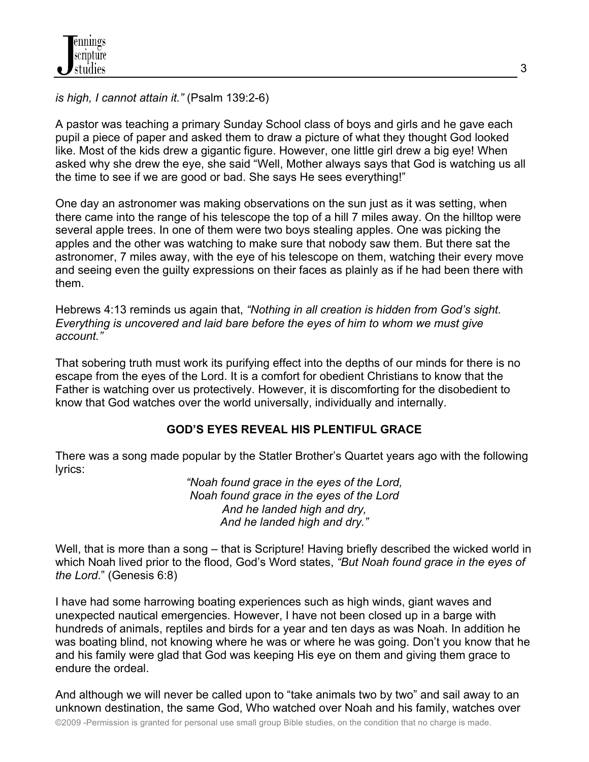*is high, I cannot attain it."* (Psalm 139:2-6)

A pastor was teaching a primary Sunday School class of boys and girls and he gave each pupil a piece of paper and asked them to draw a picture of what they thought God looked like. Most of the kids drew a gigantic figure. However, one little girl drew a big eye! When asked why she drew the eye, she said "Well, Mother always says that God is watching us all the time to see if we are good or bad. She says He sees everything!"

One day an astronomer was making observations on the sun just as it was setting, when there came into the range of his telescope the top of a hill 7 miles away. On the hilltop were several apple trees. In one of them were two boys stealing apples. One was picking the apples and the other was watching to make sure that nobody saw them. But there sat the astronomer, 7 miles away, with the eye of his telescope on them, watching their every move and seeing even the guilty expressions on their faces as plainly as if he had been there with them.

Hebrews 4:13 reminds us again that, *"Nothing in all creation is hidden from God's sight. Everything is uncovered and laid bare before the eyes of him to whom we must give account."*

That sobering truth must work its purifying effect into the depths of our minds for there is no escape from the eyes of the Lord. It is a comfort for obedient Christians to know that the Father is watching over us protectively. However, it is discomforting for the disobedient to know that God watches over the world universally, individually and internally.

## GOD'S EYES REVEAL HIS PLENTIFUL GRACE

There was a song made popular by the Statler Brother's Quartet years ago with the following lyrics:

*"Noah found grace in the eyes of the Lord,*
*Noah found grace in the eyes of the Lord*
*And he landed high and dry,*
*And he landed high and dry."*

Well, that is more than a song – that is Scripture! Having briefly described the wicked world in which Noah lived prior to the flood, God's Word states, *"But Noah found grace in the eyes of the Lord*." (Genesis 6:8)

I have had some harrowing boating experiences such as high winds, giant waves and unexpected nautical emergencies. However, I have not been closed up in a barge with hundreds of animals, reptiles and birds for a year and ten days as was Noah. In addition he was boating blind, not knowing where he was or where he was going. Don't you know that he and his family were glad that God was keeping His eye on them and giving them grace to endure the ordeal.

And although we will never be called upon to "take animals two by two" and sail away to an unknown destination, the same God, Who watched over Noah and his family, watches over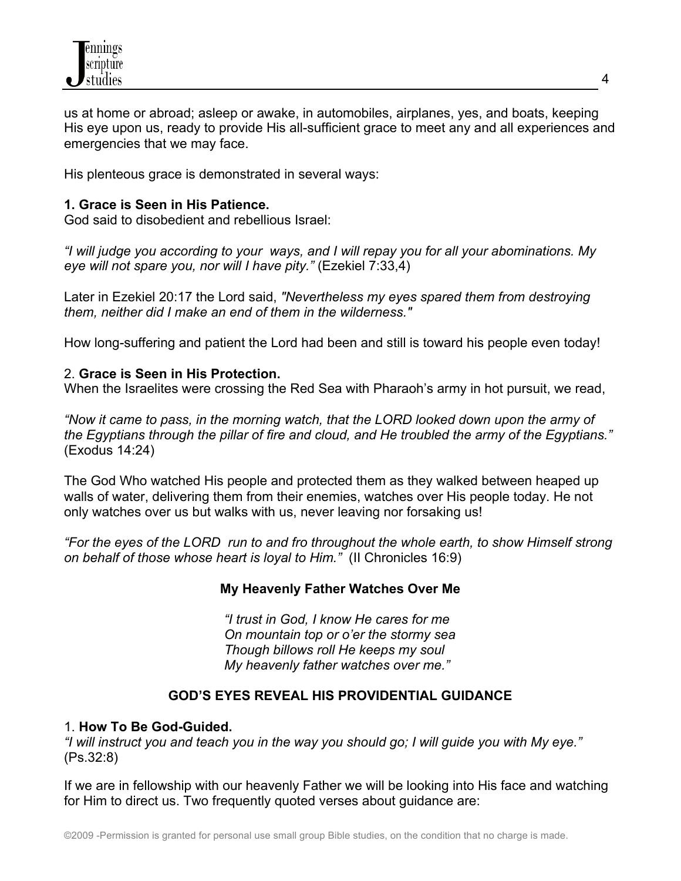us at home or abroad; asleep or awake, in automobiles, airplanes, yes, and boats, keeping His eye upon us, ready to provide His all-sufficient grace to meet any and all experiences and emergencies that we may face.

His plenteous grace is demonstrated in several ways:

**1. Grace is Seen in His Patience.**
God said to disobedient and rebellious Israel:

*"I will judge you according to your ways, and I will repay you for all your abominations. My eye will not spare you, nor will I have pity."* (Ezekiel 7:33,4)

Later in Ezekiel 20:17 the Lord said, *"Nevertheless my eyes spared them from destroying them, neither did I make an end of them in the wilderness."*

How long-suffering and patient the Lord had been and still is toward his people even today!

2. **Grace is Seen in His Protection.**
When the Israelites were crossing the Red Sea with Pharaoh's army in hot pursuit, we read,

*"Now it came to pass, in the morning watch, that the LORD looked down upon the army of the Egyptians through the pillar of fire and cloud, and He troubled the army of the Egyptians."* (Exodus 14:24)

The God Who watched His people and protected them as they walked between heaped up walls of water, delivering them from their enemies, watches over His people today. He not only watches over us but walks with us, never leaving nor forsaking us!

*"For the eyes of the LORD run to and fro throughout the whole earth, to show Himself strong on behalf of those whose heart is loyal to Him."* (II Chronicles 16:9)

**My Heavenly Father Watches Over Me**

*"I trust in God, I know He cares for me*
*On mountain top or o'er the stormy sea*
*Though billows roll He keeps my soul*
*My heavenly father watches over me."*

## GOD'S EYES REVEAL HIS PROVIDENTIAL GUIDANCE

1. **How To Be God-Guided.**
*"I will instruct you and teach you in the way you should go; I will guide you with My eye."* (Ps.32:8)

If we are in fellowship with our heavenly Father we will be looking into His face and watching for Him to direct us. Two frequently quoted verses about guidance are: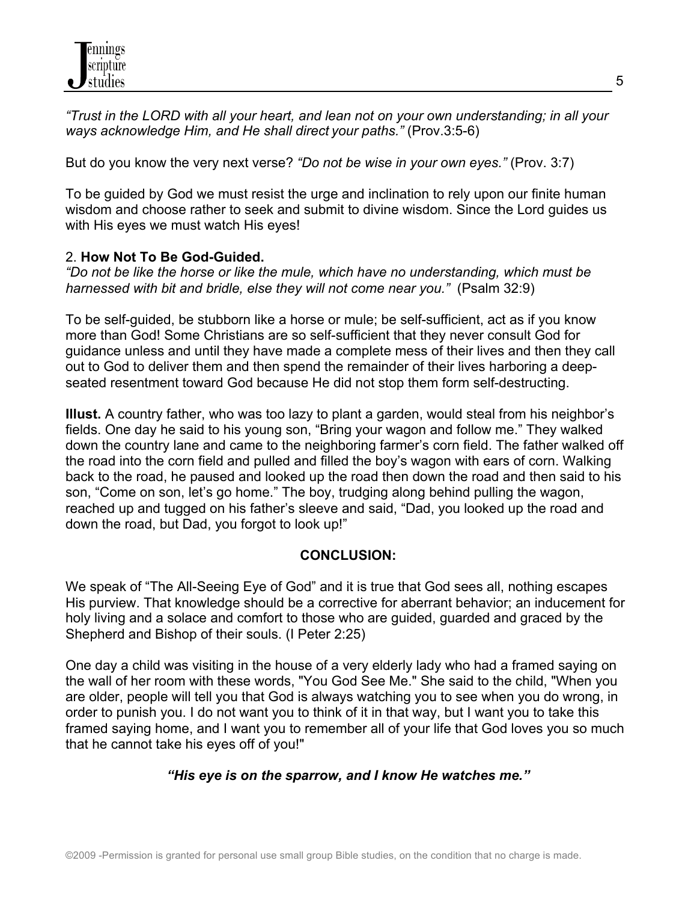*"Trust in the LORD with all your heart, and lean not on your own understanding; in all your ways acknowledge Him, and He shall direct your paths."* (Prov.3:5-6)

But do you know the very next verse? *"Do not be wise in your own eyes."* (Prov. 3:7)

To be guided by God we must resist the urge and inclination to rely upon our finite human wisdom and choose rather to seek and submit to divine wisdom. Since the Lord guides us with His eyes we must watch His eyes!

2. **How Not To Be God-Guided.**

*"Do not be like the horse or like the mule, which have no understanding, which must be harnessed with bit and bridle, else they will not come near you."* (Psalm 32:9)

To be self-guided, be stubborn like a horse or mule; be self-sufficient, act as if you know more than God! Some Christians are so self-sufficient that they never consult God for guidance unless and until they have made a complete mess of their lives and then they call out to God to deliver them and then spend the remainder of their lives harboring a deep-seated resentment toward God because He did not stop them form self-destructing.

**Illust.** A country father, who was too lazy to plant a garden, would steal from his neighbor's fields. One day he said to his young son, "Bring your wagon and follow me." They walked down the country lane and came to the neighboring farmer's corn field. The father walked off the road into the corn field and pulled and filled the boy's wagon with ears of corn. Walking back to the road, he paused and looked up the road then down the road and then said to his son, "Come on son, let's go home." The boy, trudging along behind pulling the wagon, reached up and tugged on his father's sleeve and said, "Dad, you looked up the road and down the road, but Dad, you forgot to look up!"

**CONCLUSION:**

We speak of "The All-Seeing Eye of God" and it is true that God sees all, nothing escapes His purview. That knowledge should be a corrective for aberrant behavior; an inducement for holy living and a solace and comfort to those who are guided, guarded and graced by the Shepherd and Bishop of their souls. (I Peter 2:25)

One day a child was visiting in the house of a very elderly lady who had a framed saying on the wall of her room with these words, "You God See Me." She said to the child, "When you are older, people will tell you that God is always watching you to see when you do wrong, in order to punish you. I do not want you to think of it in that way, but I want you to take this framed saying home, and I want you to remember all of your life that God loves you so much that he cannot take his eyes off of you!"

***"His eye is on the sparrow, and I know He watches me."***

©2009 -Permission is granted for personal use small group Bible studies, on the condition that no charge is made.